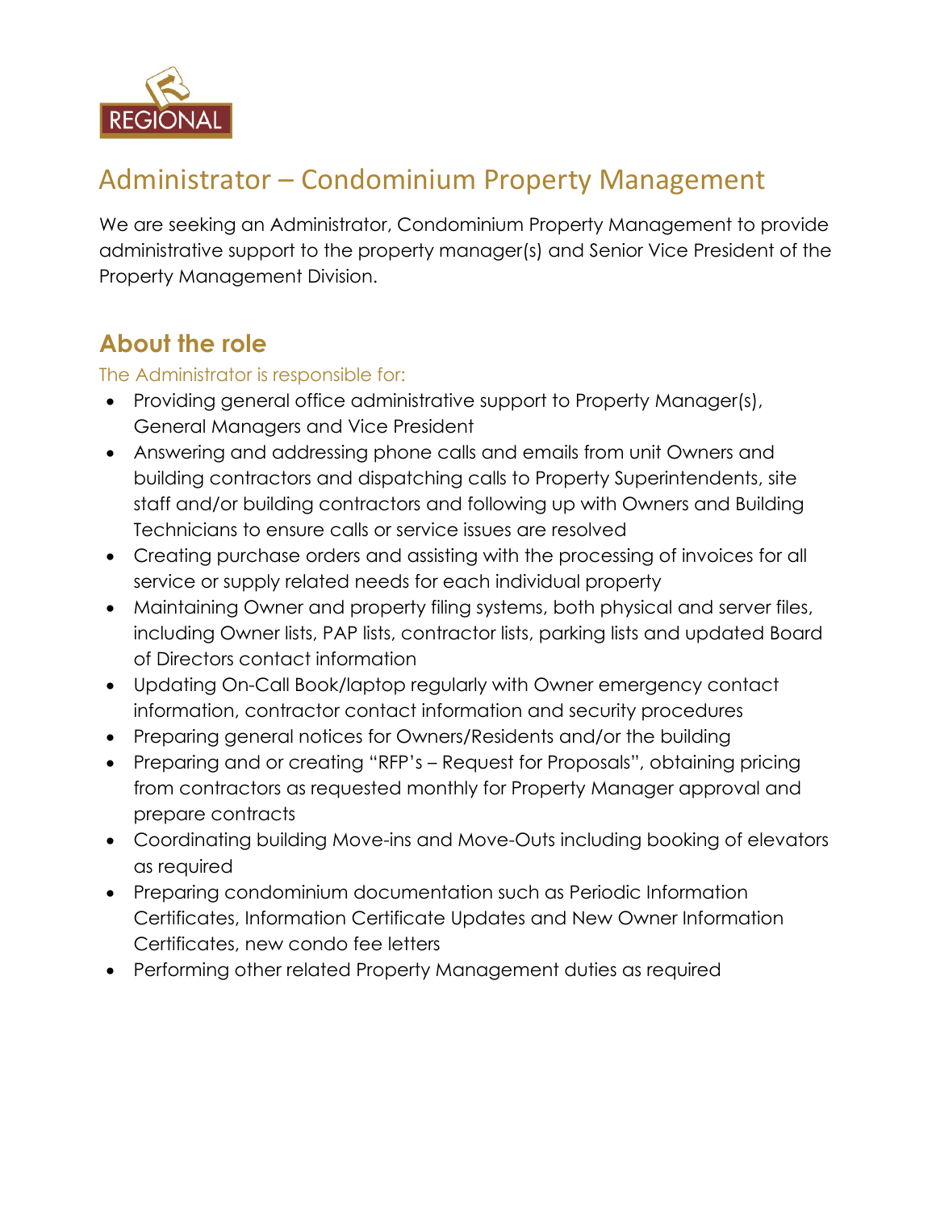REGIONAL

# Administrator – Condominium Property Management

We are seeking an Administrator, Condominium Property Management to provide administrative support to the property manager(s) and Senior Vice President of the Property Management Division.

## About the role

The Administrator is responsible for:

- Providing general office administrative support to Property Manager(s), General Managers and Vice President
- Answering and addressing phone calls and emails from unit Owners and building contractors and dispatching calls to Property Superintendents, site staff and/or building contractors and following up with Owners and Building Technicians to ensure calls or service issues are resolved
- Creating purchase orders and assisting with the processing of invoices for all service or supply related needs for each individual property
- Maintaining Owner and property filing systems, both physical and server files, including Owner lists, PAP lists, contractor lists, parking lists and updated Board of Directors contact information
- Updating On-Call Book/laptop regularly with Owner emergency contact information, contractor contact information and security procedures
- Preparing general notices for Owners/Residents and/or the building
- Preparing and or creating "RFP's – Request for Proposals", obtaining pricing from contractors as requested monthly for Property Manager approval and prepare contracts
- Coordinating building Move-ins and Move-Outs including booking of elevators as required
- Preparing condominium documentation such as Periodic Information Certificates, Information Certificate Updates and New Owner Information Certificates, new condo fee letters
- Performing other related Property Management duties as required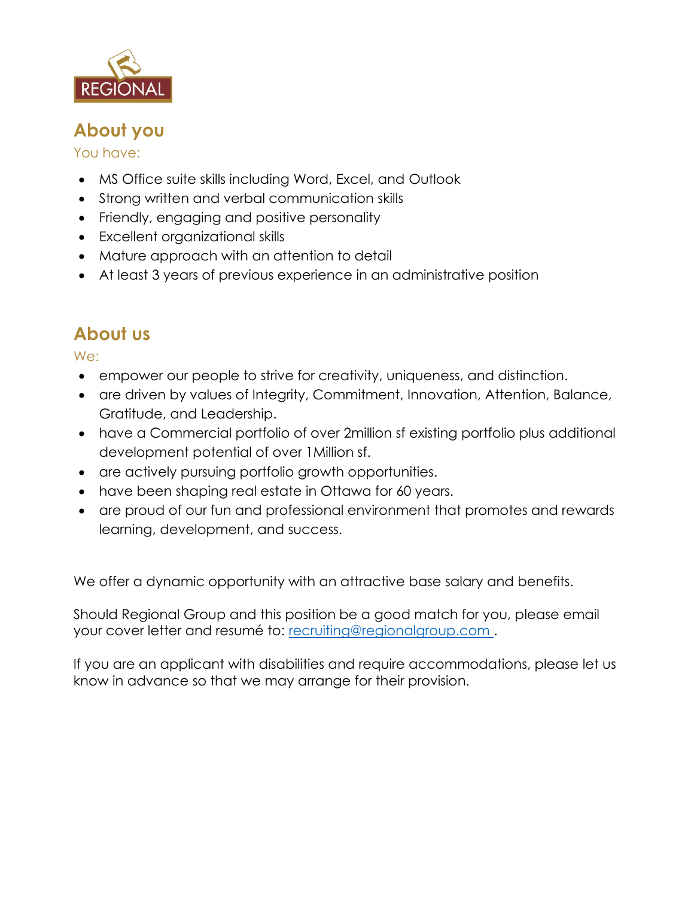## About you

You have:

- MS Office suite skills including Word, Excel, and Outlook
- Strong written and verbal communication skills
- Friendly, engaging and positive personality
- Excellent organizational skills
- Mature approach with an attention to detail
- At least 3 years of previous experience in an administrative position

## About us

We:

- empower our people to strive for creativity, uniqueness, and distinction.
- are driven by values of Integrity, Commitment, Innovation, Attention, Balance, Gratitude, and Leadership.
- have a Commercial portfolio of over 2million sf existing portfolio plus additional development potential of over 1Million sf.
- are actively pursuing portfolio growth opportunities.
- have been shaping real estate in Ottawa for 60 years.
- are proud of our fun and professional environment that promotes and rewards learning, development, and success.

We offer a dynamic opportunity with an attractive base salary and benefits.

Should Regional Group and this position be a good match for you, please email your cover letter and resumé to: recruiting@regionalgroup.com .

If you are an applicant with disabilities and require accommodations, please let us know in advance so that we may arrange for their provision.